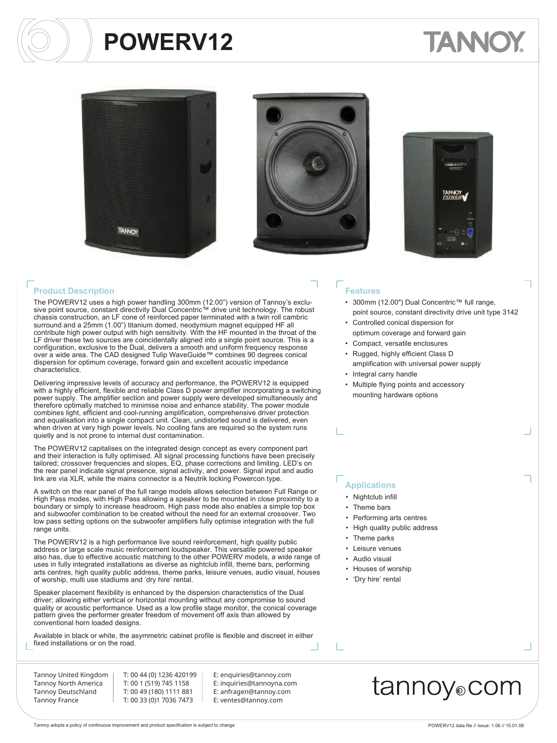# POWERV12

TANNOY

## Product Description

The POWERV12 uses a high power handling 300mm (12.00") version of Tannoy's exclusive point source, constant directivity Dual Concentric™ drive unit technology. The robust chassis construction, an LF cone of reinforced paper terminated with a twin roll cambric surround and a 25mm (1.00") titanium domed, neodymium magnet equipped HF all contribute high power output with high sensitivity. With the HF mounted in the throat of the LF driver these two sources are coincidentally aligned into a single point source. This is a configuration, exclusive to the Dual, delivers a smooth and uniform frequency response over a wide area. The CAD designed Tulip WaveGuide™ combines 90 degrees conical dispersion for optimum coverage, forward gain and excellent acoustic impedance characteristics.

Delivering impressive levels of accuracy and performance, the POWERV12 is equipped with a highly efficient, flexible and reliable Class D power amplifier incorporating a switching power supply. The amplifier section and power supply were developed simultaneously and therefore optimally matched to minimise noise and enhance stability. The power module combines light, efficient and cool-running amplification, comprehensive driver protection and equalisation into a single compact unit. Clean, undistorted sound is delivered, even when driven at very high power levels. No cooling fans are required so the system runs quietly and is not prone to internal dust contamination.

The POWERV12 capitalises on the integrated design concept as every component part and their interaction is fully optimised. All signal processing functions have been precisely tailored; crossover frequencies and slopes, EQ, phase corrections and limiting. LED's on the rear panel indicate signal presence, signal activity, and power. Signal input and audio link are via XLR, while the mains connector is a Neutrik locking Powercon type.

A switch on the rear panel of the full range models allows selection between Full Range or High Pass modes, with High Pass allowing a speaker to be mounted in close proximity to a boundary or simply to increase headroom. High pass mode also enables a simple top box and subwoofer combination to be created without the need for an external crossover. Two low pass setting options on the subwoofer amplifiers fully optimise integration with the full range units.

The POWERV12 is a high performance live sound reinforcement, high quality public address or large scale music reinforcement loudspeaker. This versatile powered speaker also has, due to effective acoustic matching to the other POWERV models, a wide range of uses in fully integrated installations as diverse as nightclub infill, theme bars, performing arts centres, high quality public address, theme parks, leisure venues, audio visual, houses of worship, multi use stadiums and 'dry hire' rental.

Speaker placement flexibility is enhanced by the dispersion characteristics of the Dual driver; allowing either vertical or horizontal mounting without any compromise to sound quality or acoustic performance. Used as a low profile stage monitor, the conical coverage pattern gives the performer greater freedom of movement off axis than allowed by conventional horn loaded designs.

Available in black or white, the asymmetric cabinet profile is flexible and discreet in either fixed installations or on the road.

## Features

- 300mm (12.00") Dual Concentric™ full range, point source, constant directivity drive unit type 3142
- Controlled conical dispersion for optimum coverage and forward gain
- Compact, versatile enclosures
- Rugged, highly efficient Class D amplification with universal power supply
- Integral carry handle
- Multiple flying points and accessory mounting hardware options

## Applications

- Nightclub infill
- Theme bars
- Performing arts centres
- High quality public address
- Theme parks
- Leisure venues
- Audio visual
- Houses of worship
- 'Dry hire' rental

| | | |
|---|---|---|
| Tannoy United Kingdom | T: 00 44 (0) 1236 420199 | E: enquiries@tannoy.com |
| Tannoy North America | T: 00 1 (519) 745 1158 | E: inquiries@tannoyna.com |
| Tannoy Deutschland | T: 00 49 (180) 1111 881 | E: anfragen@tannoy.com |
| Tannoy France | T: 00 33 (0)1 7036 7473 | E: ventes@tannoy.com |

tannoy.com

Tannoy adopts a policy of continuous improvement and product specification is subject to change

POWERV12 data file // Issue: 1.06 // 15.01.08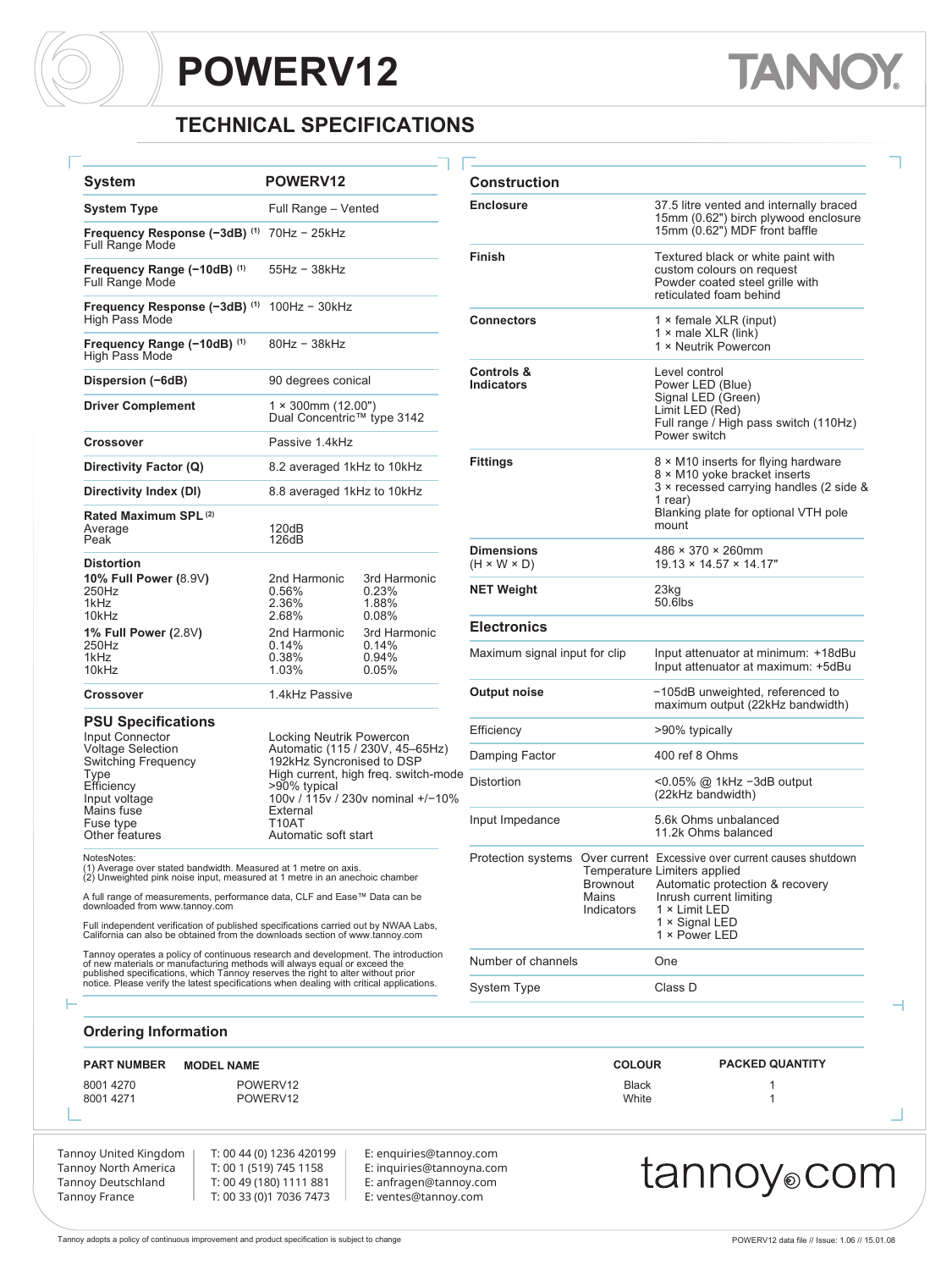# POWERV12

## TECHNICAL SPECIFICATIONS

| System | POWERV12 | |
|---|---|---|
| **System Type** | Full Range – Vented | |
| **Frequency Response (−3dB)** [1] Full Range Mode | 70Hz − 25kHz | |
| **Frequency Range (−10dB)** [1] Full Range Mode | 55Hz − 38kHz | |
| **Frequency Response (−3dB)** [1] High Pass Mode | 100Hz − 30kHz | |
| **Frequency Range (−10dB)** [1] High Pass Mode | 80Hz − 38kHz | |
| **Dispersion (−6dB)** | 90 degrees conical | |
| **Driver Complement** | 1 × 300mm (12.00") Dual Concentric™ type 3142 | |
| **Crossover** | Passive 1.4kHz | |
| **Directivity Factor (Q)** | 8.2 averaged 1kHz to 10kHz | |
| **Directivity Index (DI)** | 8.8 averaged 1kHz to 10kHz | |
| **Rated Maximum SPL** [2] | | |
| Average | 120dB | |
| Peak | 126dB | |
| **Distortion** | | |
| **10% Full Power** (8.9V) | 2nd Harmonic | 3rd Harmonic |
| 250Hz | 0.56% | 0.23% |
| 1kHz | 2.36% | 1.88% |
| 10kHz | 2.68% | 0.08% |
| **1% Full Power** (2.8V) | 2nd Harmonic | 3rd Harmonic |
| 250Hz | 0.14% | 0.14% |
| 1kHz | 0.38% | 0.94% |
| 10kHz | 1.03% | 0.05% |
| **Crossover** | 1.4kHz Passive | |

### PSU Specifications

| | |
|---|---|
| Input Connector | Locking Neutrik Powercon |
| Voltage Selection | Automatic (115 / 230V, 45–65Hz) |
| Switching Frequency | 192kHz Syncronised to DSP |
| Type | High current, high freq. switch-mode |
| Efficiency | >90% typical |
| Input voltage | 100v / 115v / 230v nominal +/−10% |
| Mains fuse | External |
| Fuse type | T10AT |
| Other features | Automatic soft start |

NotesNotes:
(1) Average over stated bandwidth. Measured at 1 metre on axis.
(2) Unweighted pink noise input, measured at 1 metre in an anechoic chamber

A full range of measurements, performance data, CLF and Ease™ Data can be downloaded from www.tannoy.com

Full independent verification of published specifications carried out by NWAA Labs, California can also be obtained from the downloads section of www.tannoy.com

Tannoy operates a policy of continuous research and development. The introduction of new materials or manufacturing methods will always equal or exceed the published specifications, which Tannoy reserves the right to alter without prior notice. Please verify the latest specifications when dealing with critical applications.

### Construction

| | |
|---|---|
| **Enclosure** | 37.5 litre vented and internally braced 15mm (0.62") birch plywood enclosure 15mm (0.62") MDF front baffle |
| **Finish** | Textured black or white paint with custom colours on request Powder coated steel grille with reticulated foam behind |
| **Connectors** | 1 × female XLR (input) 1 × male XLR (link) 1 × Neutrik Powercon |
| **Controls & Indicators** | Level control Power LED (Blue) Signal LED (Green) Limit LED (Red) Full range / High pass switch (110Hz) Power switch |
| **Fittings** | 8 × M10 inserts for flying hardware 8 × M10 yoke bracket inserts 3 × recessed carrying handles (2 side & 1 rear) Blanking plate for optional VTH pole mount |
| **Dimensions** (H × W × D) | 486 × 370 × 260mm 19.13 × 14.57 × 14.17" |
| **NET Weight** | 23kg 50.6lbs |

### Electronics

| | | |
|---|---|---|
| Maximum signal input for clip | | Input attenuator at minimum: +18dBu Input attenuator at maximum: +5dBu |
| **Output noise** | | −105dB unweighted, referenced to maximum output (22kHz bandwidth) |
| Efficiency | | >90% typically |
| Damping Factor | | 400 ref 8 Ohms |
| Distortion | | <0.05% @ 1kHz −3dB output (22kHz bandwidth) |
| Input Impedance | | 5.6k Ohms unbalanced 11.2k Ohms balanced |
| Protection systems | Over current | Excessive over current causes shutdown |
| | Temperature | Limiters applied |
| | Brownout | Automatic protection & recovery |
| | Mains | Inrush current limiting |
| | Indicators | 1 × Limit LED 1 × Signal LED 1 × Power LED |
| Number of channels | | One |
| System Type | | Class D |

### Ordering Information

| PART NUMBER | MODEL NAME | COLOUR | PACKED QUANTITY |
|---|---|---|---|
| 8001 4270 | POWERV12 | Black | 1 |
| 8001 4271 | POWERV12 | White | 1 |

| | | |
|---|---|---|
| Tannoy United Kingdom | T: 00 44 (0) 1236 420199 | E: enquiries@tannoy.com |
| Tannoy North America | T: 00 1 (519) 745 1158 | E: inquiries@tannoyna.com |
| Tannoy Deutschland | T: 00 49 (180) 1111 881 | E: anfragen@tannoy.com |
| Tannoy France | T: 00 33 (0)1 7036 7473 | E: ventes@tannoy.com |

tannoy.com

Tannoy adopts a policy of continuous improvement and product specification is subject to change

POWERV12 data file // Issue: 1.06 // 15.01.08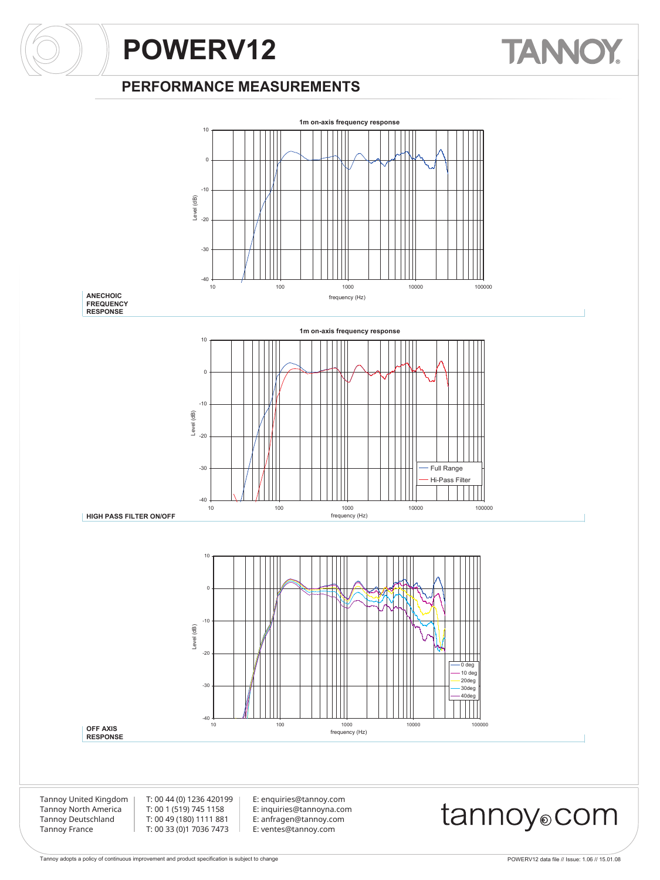# POWERV12

## PERFORMANCE MEASUREMENTS

1m on-axis frequency response

Level (dB)

frequency (Hz)

**ANECHOIC FREQUENCY RESPONSE**

1m on-axis frequency response

Full Range

Hi-Pass Filter

Level (dB)

frequency (Hz)

**HIGH PASS FILTER ON/OFF**

0 deg

10 deg

20deg

30deg

40deg

Level (dB)

frequency (Hz)

**OFF AXIS RESPONSE**

Tannoy United Kingdom | T: 00 44 (0) 1236 420199 | E: enquiries@tannoy.com
Tannoy North America | T: 00 1 (519) 745 1158 | E: inquiries@tannoyna.com
Tannoy Deutschland | T: 00 49 (180) 1111 881 | E: anfragen@tannoy.com
Tannoy France | T: 00 33 (0)1 7036 7473 | E: ventes@tannoy.com

tannoy.com

Tannoy adopts a policy of continuous improvement and product specification is subject to change

POWERV12 data file // Issue: 1.06 // 15.01.08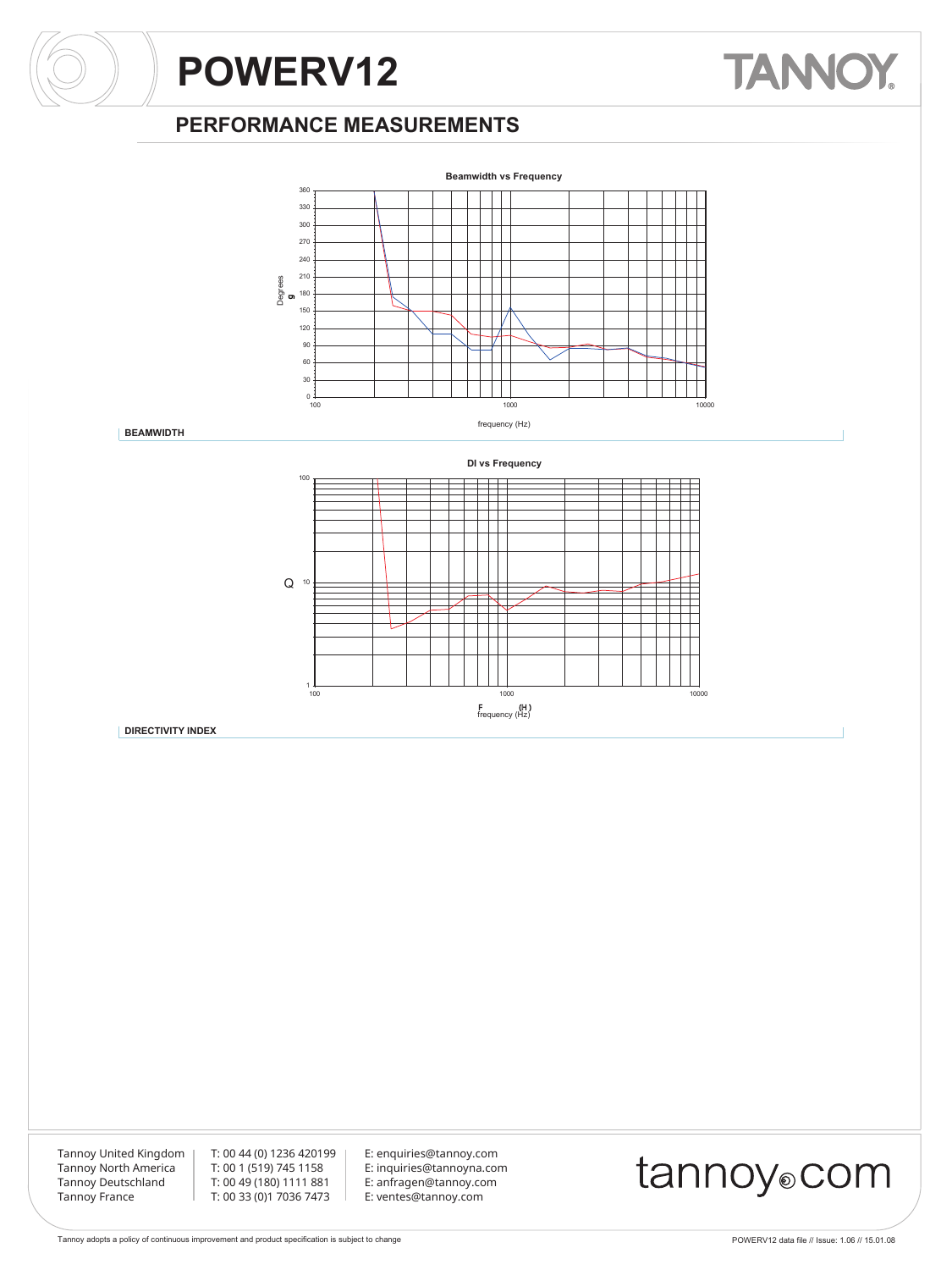# POWERV12

## PERFORMANCE MEASUREMENTS

**Beamwidth vs Frequency**

Degrees

360
330
300
270
240
210
180
150
120
90
60
30
0

100 1000 10000

frequency (Hz)

**BEAMWIDTH**

**DI vs Frequency**

Q

100
10
1

100 1000 10000

frequency (Hz)

**DIRECTIVITY INDEX**

Tannoy United Kingdom | T: 00 44 (0) 1236 420199 | E: enquiries@tannoy.com
Tannoy North America | T: 00 1 (519) 745 1158 | E: inquiries@tannoyna.com
Tannoy Deutschland | T: 00 49 (180) 1111 881 | E: anfragen@tannoy.com
Tannoy France | T: 00 33 (0)1 7036 7473 | E: ventes@tannoy.com

tannoy.com

Tannoy adopts a policy of continuous improvement and product specification is subject to change

POWERV12 data file // Issue: 1.06 // 15.01.08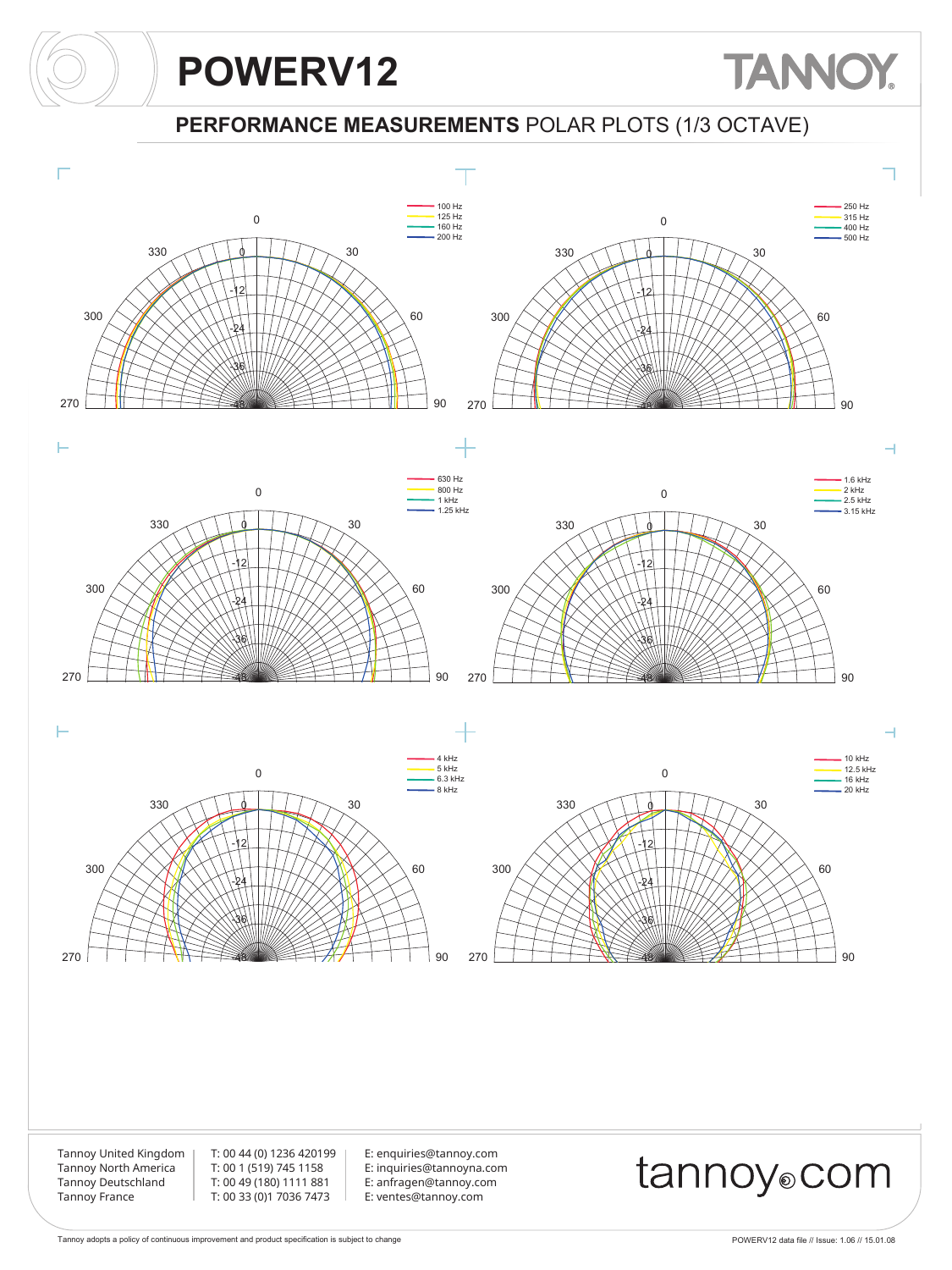# POWERV12

## PERFORMANCE MEASUREMENTS POLAR PLOTS (1/3 OCTAVE)

- 100 Hz
- 125 Hz
- 160 Hz
- 200 Hz

- 250 Hz
- 315 Hz
- 400 Hz
- 500 Hz

- 630 Hz
- 800 Hz
- 1 kHz
- 1.25 kHz

- 1.6 kHz
- 2 kHz
- 2.5 kHz
- 3.15 kHz

- 4 kHz
- 5 kHz
- 6.3 kHz
- 8 kHz

- 10 kHz
- 12.5 kHz
- 16 kHz
- 20 kHz

Tannoy United Kingdom | T: 00 44 (0) 1236 420199 | E: enquiries@tannoy.com
Tannoy North America | T: 00 1 (519) 745 1158 | E: inquiries@tannoyna.com
Tannoy Deutschland | T: 00 49 (180) 1111 881 | E: anfragen@tannoy.com
Tannoy France | T: 00 33 (0)1 7036 7473 | E: ventes@tannoy.com

tannoy.com

Tannoy adopts a policy of continuous improvement and product specification is subject to change

POWERV12 data file // Issue: 1.06 // 15.01.08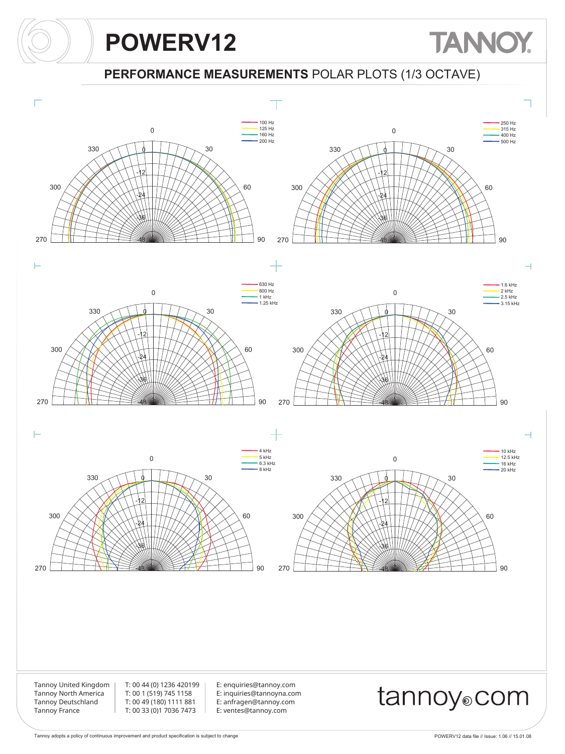# POWERV12

## PERFORMANCE MEASUREMENTS POLAR PLOTS (1/3 OCTAVE)

100 Hz
125 Hz
160 Hz
200 Hz

250 Hz
315 Hz
400 Hz
500 Hz

630 Hz
800 Hz
1 kHz
1.25 kHz

1.6 kHz
2 kHz
2.5 kHz
3.15 kHz

4 kHz
5 kHz
6.3 kHz
8 kHz

10 kHz
12.5 kHz
16 kHz
20 kHz

Tannoy United Kingdom | T: 00 44 (0) 1236 420199 | E: enquiries@tannoy.com
Tannoy North America | T: 00 1 (519) 745 1158 | E: inquiries@tannoyna.com
Tannoy Deutschland | T: 00 49 (180) 1111 881 | E: anfragen@tannoy.com
Tannoy France | T: 00 33 (0)1 7036 7473 | E: ventes@tannoy.com

tannoy.com

Tannoy adopts a policy of continuous improvement and product specification is subject to change

POWERV12 data file // Issue: 1.06 // 15.01.08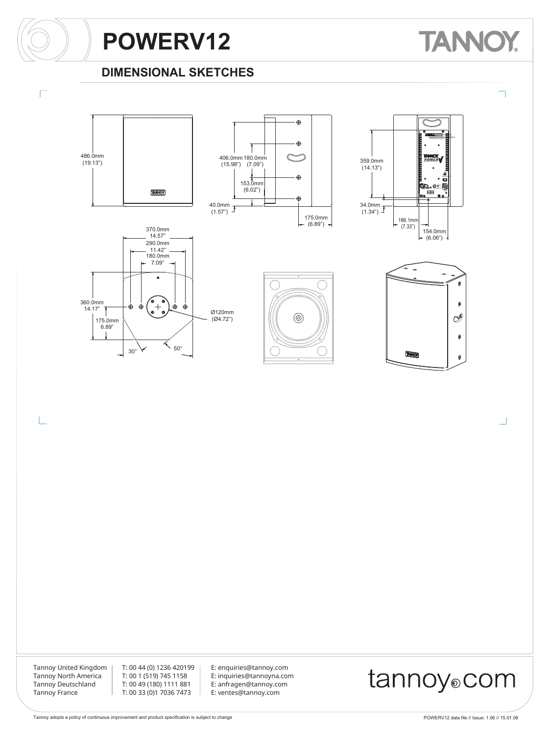# POWERV12

## DIMENSIONAL SKETCHES

486.0mm (19.13")

406.0mm (15.98") 180.0mm (7.09")

153.0mm (6.02")

40.0mm (1.57")

175.0mm (6.89")

359.0mm (14.13")

34.0mm (1.34")

186.1mm (7.33")

154.0mm (6.06")

370.0mm 14.57"

290.0mm 11.42"

180.0mm 7.09"

360.0mm 14.17"

175.0mm 6.89"

Ø120mm (Ø4.72")

30°

50°

Tannoy United Kingdom | T: 00 44 (0) 1236 420199 | E: enquiries@tannoy.com
Tannoy North America | T: 00 1 (519) 745 1158 | E: inquiries@tannoyna.com
Tannoy Deutschland | T: 00 49 (180) 1111 881 | E: anfragen@tannoy.com
Tannoy France | T: 00 33 (0)1 7036 7473 | E: ventes@tannoy.com

tannoy.com

Tannoy adopts a policy of continuous improvement and product specification is subject to change

POWERV12 data file // Issue: 1.06 // 15.01.08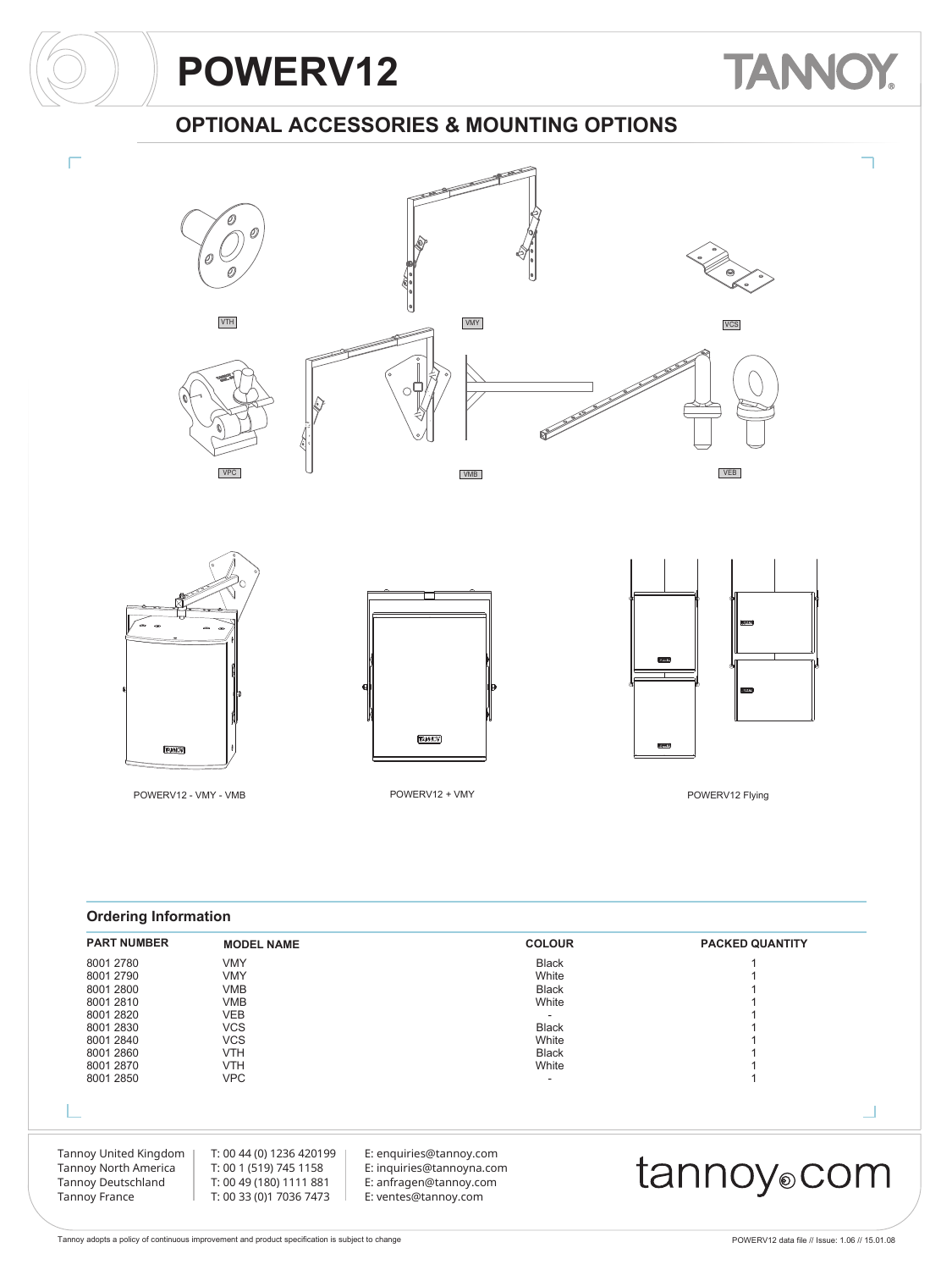# POWERV12

## OPTIONAL ACCESSORIES & MOUNTING OPTIONS

VTH

VMY

VCS

VPC

VMB

VEB

POWERV12 - VMY - VMB

POWERV12 + VMY

POWERV12 Flying

### Ordering Information

| PART NUMBER | MODEL NAME | COLOUR | PACKED QUANTITY |
|---|---|---|---|
| 8001 2780 | VMY | Black | 1 |
| 8001 2790 | VMY | White | 1 |
| 8001 2800 | VMB | Black | 1 |
| 8001 2810 | VMB | White | 1 |
| 8001 2820 | VEB | - | 1 |
| 8001 2830 | VCS | Black | 1 |
| 8001 2840 | VCS | White | 1 |
| 8001 2860 | VTH | Black | 1 |
| 8001 2870 | VTH | White | 1 |
| 8001 2850 | VPC | - | 1 |

Tannoy United Kingdom | T: 00 44 (0) 1236 420199 | E: enquiries@tannoy.com
Tannoy North America | T: 00 1 (519) 745 1158 | E: inquiries@tannoyna.com
Tannoy Deutschland | T: 00 49 (180) 1111 881 | E: anfragen@tannoy.com
Tannoy France | T: 00 33 (0)1 7036 7473 | E: ventes@tannoy.com

tannoy.com

Tannoy adopts a policy of continuous improvement and product specification is subject to change

POWERV12 data file // Issue: 1.06 // 15.01.08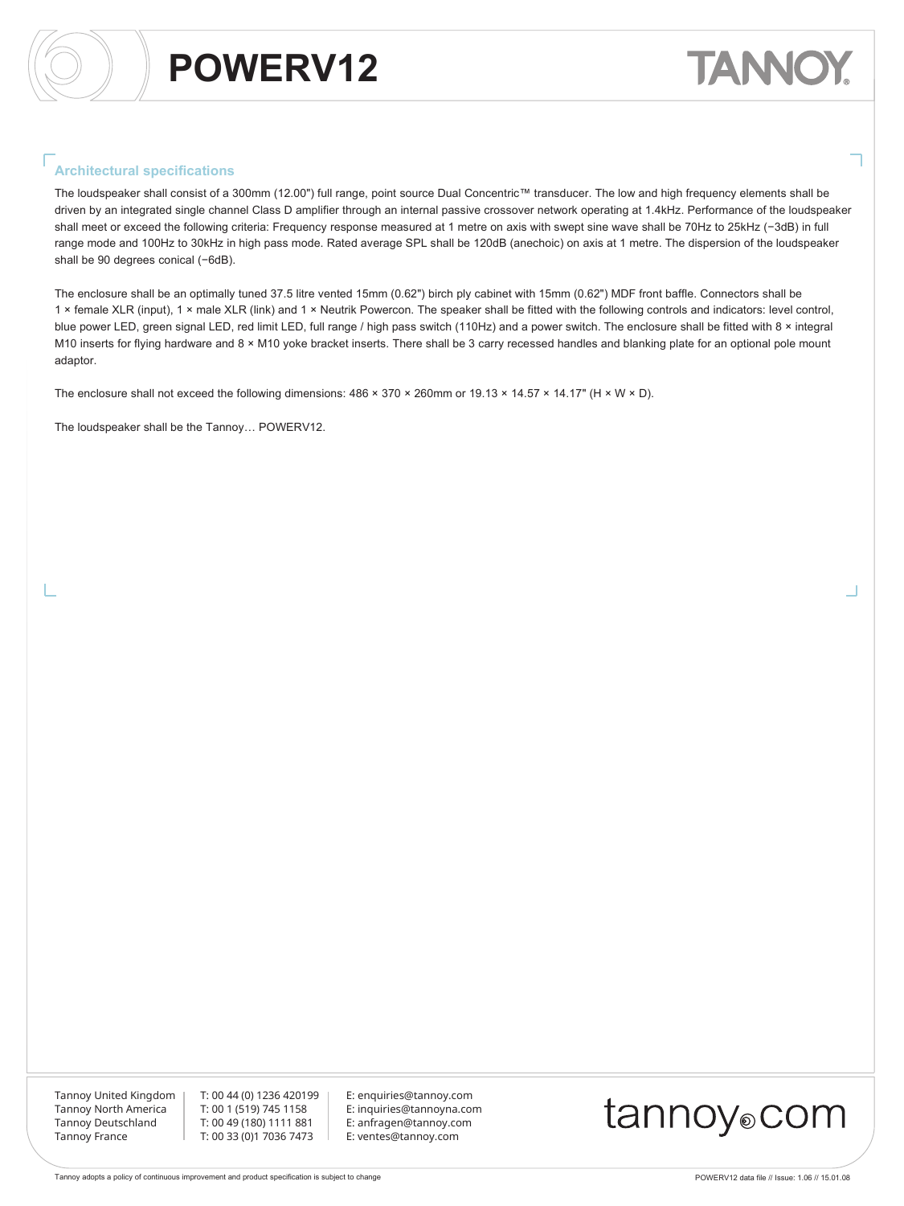# POWERV12

## Architectural specifications

The loudspeaker shall consist of a 300mm (12.00") full range, point source Dual Concentric™ transducer. The low and high frequency elements shall be driven by an integrated single channel Class D amplifier through an internal passive crossover network operating at 1.4kHz. Performance of the loudspeaker shall meet or exceed the following criteria: Frequency response measured at 1 metre on axis with swept sine wave shall be 70Hz to 25kHz (−3dB) in full range mode and 100Hz to 30kHz in high pass mode. Rated average SPL shall be 120dB (anechoic) on axis at 1 metre. The dispersion of the loudspeaker shall be 90 degrees conical (−6dB).

The enclosure shall be an optimally tuned 37.5 litre vented 15mm (0.62") birch ply cabinet with 15mm (0.62") MDF front baffle. Connectors shall be 1 × female XLR (input), 1 × male XLR (link) and 1 × Neutrik Powercon. The speaker shall be fitted with the following controls and indicators: level control, blue power LED, green signal LED, red limit LED, full range / high pass switch (110Hz) and a power switch. The enclosure shall be fitted with 8 × integral M10 inserts for flying hardware and 8 × M10 yoke bracket inserts. There shall be 3 carry recessed handles and blanking plate for an optional pole mount adaptor.

The enclosure shall not exceed the following dimensions: 486 × 370 × 260mm or 19.13 × 14.57 × 14.17" (H × W × D).

The loudspeaker shall be the Tannoy… POWERV12.

| | | |
|---|---|---|
| Tannoy United Kingdom | T: 00 44 (0) 1236 420199 | E: enquiries@tannoy.com |
| Tannoy North America | T: 00 1 (519) 745 1158 | E: inquiries@tannoyna.com |
| Tannoy Deutschland | T: 00 49 (180) 1111 881 | E: anfragen@tannoy.com |
| Tannoy France | T: 00 33 (0)1 7036 7473 | E: ventes@tannoy.com |

tannoy.com

Tannoy adopts a policy of continuous improvement and product specification is subject to change

POWERV12 data file // Issue: 1.06 // 15.01.08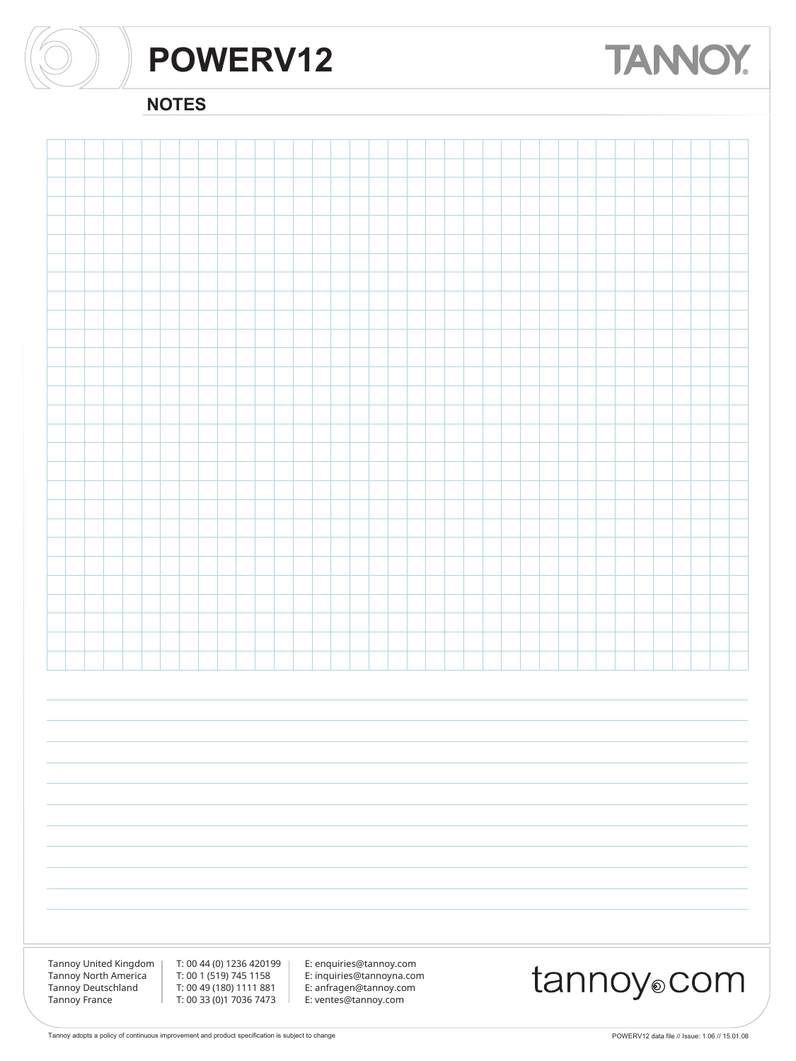# POWERV12

## NOTES

Tannoy United Kingdom | T: 00 44 (0) 1236 420199 | E: enquiries@tannoy.com
Tannoy North America | T: 00 1 (519) 745 1158 | E: inquiries@tannoyna.com
Tannoy Deutschland | T: 00 49 (180) 1111 881 | E: anfragen@tannoy.com
Tannoy France | T: 00 33 (0)1 7036 7473 | E: ventes@tannoy.com

tannoy.com

Tannoy adopts a policy of continuous improvement and product specification is subject to change

POWERV12 data file // Issue: 1.06 // 15.01.08